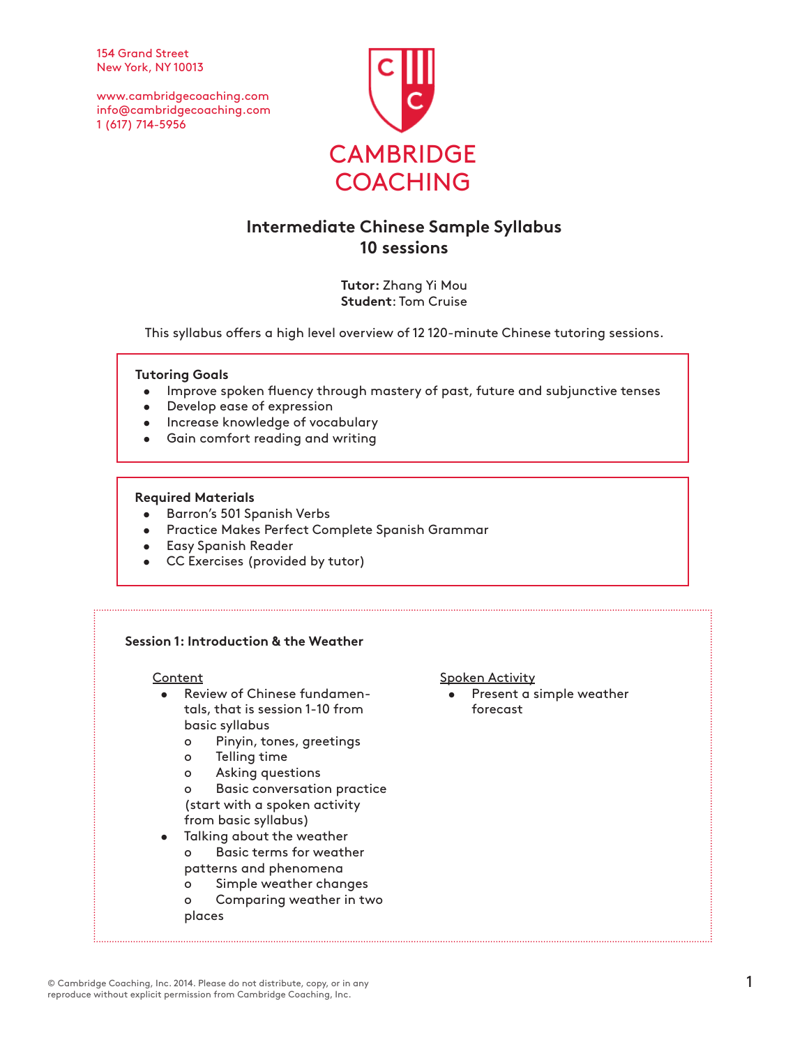154 Grand Street
New York, NY 10013

www.cambridgecoaching.com
info@cambridgecoaching.com
1 (617) 714-5956

CAMBRIDGE COACHING

# Intermediate Chinese Sample Syllabus
## 10 sessions

**Tutor:** Zhang Yi Mou
**Student**: Tom Cruise

This syllabus offers a high level overview of 12 120-minute Chinese tutoring sessions.

**Tutoring Goals**

- Improve spoken fluency through mastery of past, future and subjunctive tenses
- Develop ease of expression
- Increase knowledge of vocabulary
- Gain comfort reading and writing

**Required Materials**

- Barron's 501 Spanish Verbs
- Practice Makes Perfect Complete Spanish Grammar
- Easy Spanish Reader
- CC Exercises (provided by tutor)

### Session 1: Introduction & the Weather

Content

- Review of Chinese fundamentals, that is session 1-10 from basic syllabus
  - Pinyin, tones, greetings
  - Telling time
  - Asking questions
  - Basic conversation practice (start with a spoken activity from basic syllabus)
- Talking about the weather
  - Basic terms for weather patterns and phenomena
  - Simple weather changes
  - Comparing weather in two places

Spoken Activity

- Present a simple weather forecast

© Cambridge Coaching, Inc. 2014. Please do not distribute, copy, or in any reproduce without explicit permission from Cambridge Coaching, Inc.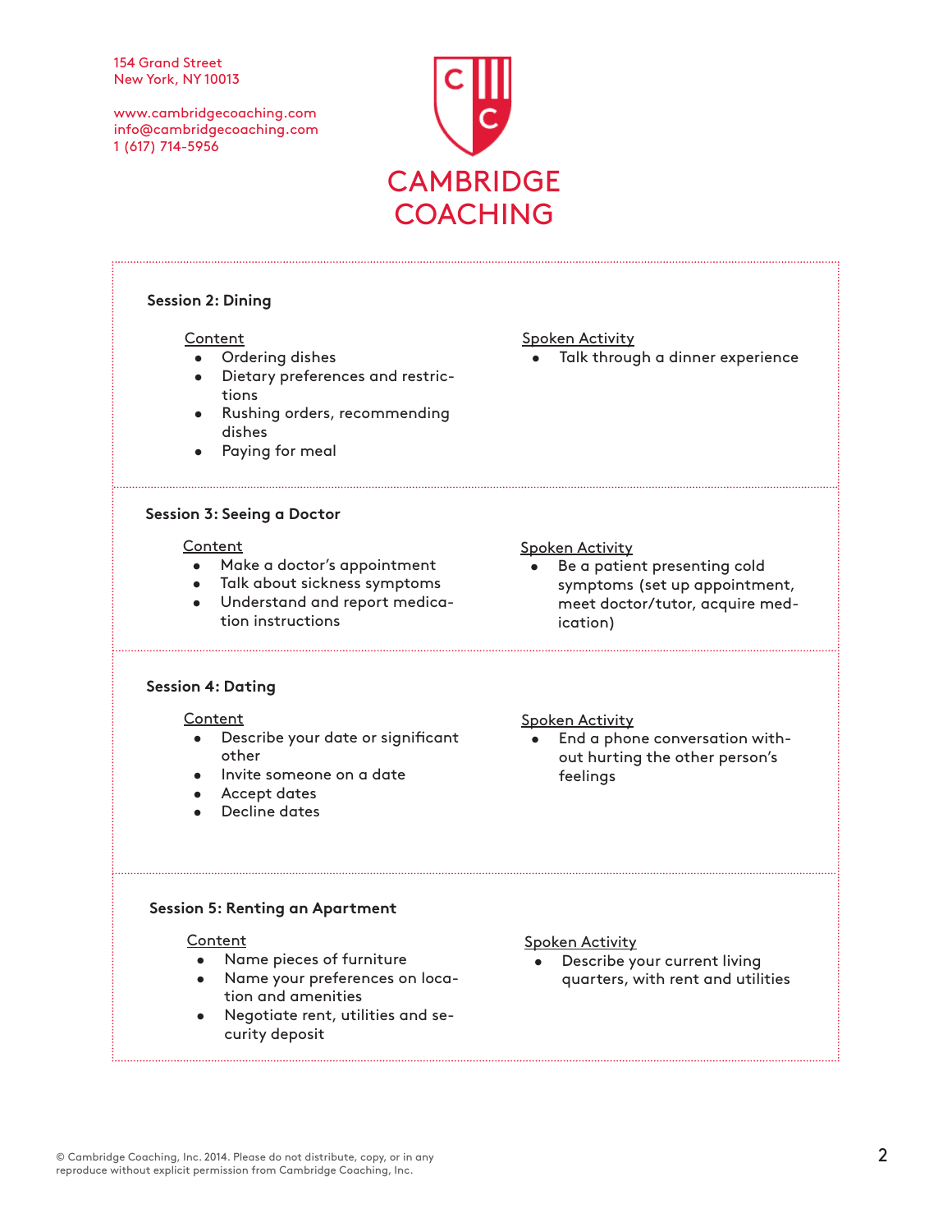154 Grand Street
New York, NY 10013

www.cambridgecoaching.com
info@cambridgecoaching.com
1 (617) 714-5956

CAMBRIDGE COACHING

**Session 2: Dining**

Content

- Ordering dishes
- Dietary preferences and restrictions
- Rushing orders, recommending dishes
- Paying for meal

Spoken Activity

- Talk through a dinner experience

**Session 3: Seeing a Doctor**

Content

- Make a doctor's appointment
- Talk about sickness symptoms
- Understand and report medication instructions

Spoken Activity

- Be a patient presenting cold symptoms (set up appointment, meet doctor/tutor, acquire medication)

**Session 4: Dating**

Content

- Describe your date or significant other
- Invite someone on a date
- Accept dates
- Decline dates

Spoken Activity

- End a phone conversation without hurting the other person's feelings

**Session 5: Renting an Apartment**

Content

- Name pieces of furniture
- Name your preferences on location and amenities
- Negotiate rent, utilities and security deposit

Spoken Activity

- Describe your current living quarters, with rent and utilities

© Cambridge Coaching, Inc. 2014. Please do not distribute, copy, or in any reproduce without explicit permission from Cambridge Coaching, Inc.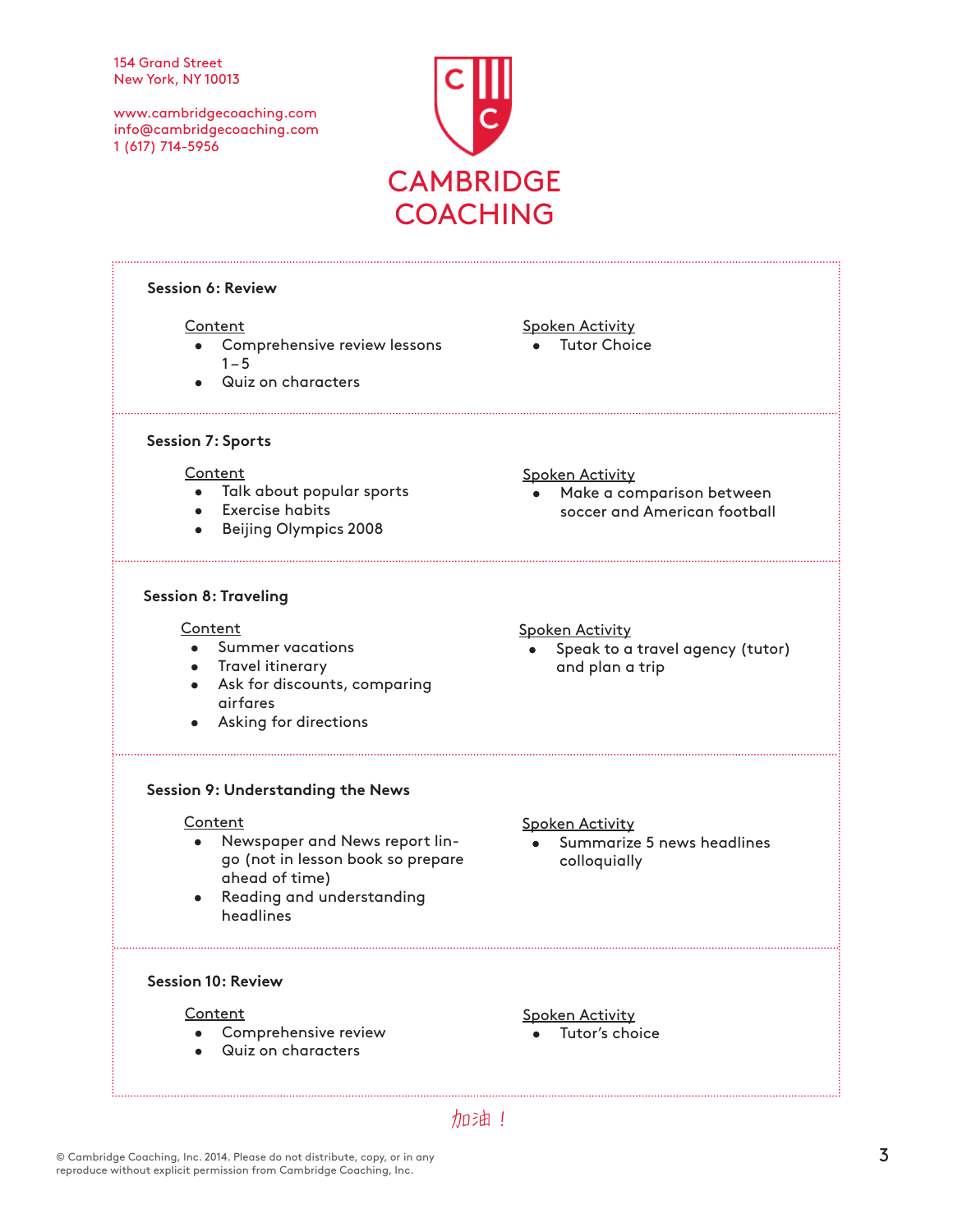154 Grand Street
New York, NY 10013

www.cambridgecoaching.com
info@cambridgecoaching.com
1 (617) 714-5956

CAMBRIDGE COACHING

**Session 6: Review**

Content
- Comprehensive review lessons 1 – 5
- Quiz on characters

Spoken Activity
- Tutor Choice

**Session 7: Sports**

Content
- Talk about popular sports
- Exercise habits
- Beijing Olympics 2008

Spoken Activity
- Make a comparison between soccer and American football

**Session 8: Traveling**

Content
- Summer vacations
- Travel itinerary
- Ask for discounts, comparing airfares
- Asking for directions

Spoken Activity
- Speak to a travel agency (tutor) and plan a trip

**Session 9: Understanding the News**

Content
- Newspaper and News report lingo (not in lesson book so prepare ahead of time)
- Reading and understanding headlines

Spoken Activity
- Summarize 5 news headlines colloquially

**Session 10: Review**

Content
- Comprehensive review
- Quiz on characters

Spoken Activity
- Tutor's choice

加油！

© Cambridge Coaching, Inc. 2014. Please do not distribute, copy, or in any reproduce without explicit permission from Cambridge Coaching, Inc.